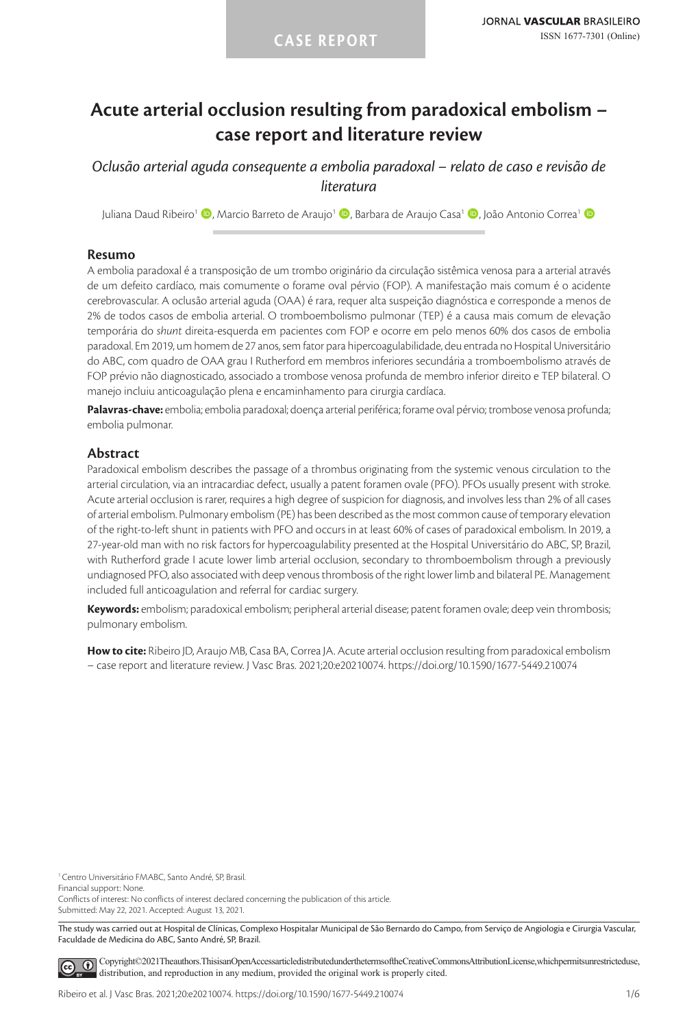CASE REPORT

JORNAL VASCULAR BRASILEIRO
ISSN 1677-7301 (Online)

# Acute arterial occlusion resulting from paradoxical embolism – case report and literature review

*Oclusão arterial aguda consequente a embolia paradoxal – relato de caso e revisão de literatura*

Juliana Daud Ribeiro[1], Marcio Barreto de Araujo[1], Barbara de Araujo Casa[1], João Antonio Correa[1]

## Resumo

A embolia paradoxal é a transposição de um trombo originário da circulação sistêmica venosa para a arterial através de um defeito cardíaco, mais comumente o forame oval pérvio (FOP). A manifestação mais comum é o acidente cerebrovascular. A oclusão arterial aguda (OAA) é rara, requer alta suspeição diagnóstica e corresponde a menos de 2% de todos casos de embolia arterial. O tromboembolismo pulmonar (TEP) é a causa mais comum de elevação temporária do *shunt* direita-esquerda em pacientes com FOP e ocorre em pelo menos 60% dos casos de embolia paradoxal. Em 2019, um homem de 27 anos, sem fator para hipercoagulabilidade, deu entrada no Hospital Universitário do ABC, com quadro de OAA grau I Rutherford em membros inferiores secundária a tromboembolismo através de FOP prévio não diagnosticado, associado a trombose venosa profunda de membro inferior direito e TEP bilateral. O manejo incluiu anticoagulação plena e encaminhamento para cirurgia cardíaca.

**Palavras-chave:** embolia; embolia paradoxal; doença arterial periférica; forame oval pérvio; trombose venosa profunda; embolia pulmonar.

## Abstract

Paradoxical embolism describes the passage of a thrombus originating from the systemic venous circulation to the arterial circulation, via an intracardiac defect, usually a patent foramen ovale (PFO). PFOs usually present with stroke. Acute arterial occlusion is rarer, requires a high degree of suspicion for diagnosis, and involves less than 2% of all cases of arterial embolism. Pulmonary embolism (PE) has been described as the most common cause of temporary elevation of the right-to-left shunt in patients with PFO and occurs in at least 60% of cases of paradoxical embolism. In 2019, a 27-year-old man with no risk factors for hypercoagulability presented at the Hospital Universitário do ABC, SP, Brazil, with Rutherford grade I acute lower limb arterial occlusion, secondary to thromboembolism through a previously undiagnosed PFO, also associated with deep venous thrombosis of the right lower limb and bilateral PE. Management included full anticoagulation and referral for cardiac surgery.

**Keywords:** embolism; paradoxical embolism; peripheral arterial disease; patent foramen ovale; deep vein thrombosis; pulmonary embolism.

**How to cite:** Ribeiro JD, Araujo MB, Casa BA, Correa JA. Acute arterial occlusion resulting from paradoxical embolism – case report and literature review. J Vasc Bras. 2021;20:e20210074. https://doi.org/10.1590/1677-5449.210074

[1] Centro Universitário FMABC, Santo André, SP, Brasil.
Financial support: None.
Conflicts of interest: No conflicts of interest declared concerning the publication of this article.
Submitted: May 22, 2021. Accepted: August 13, 2021.

The study was carried out at Hospital de Clínicas, Complexo Hospitalar Municipal de São Bernardo do Campo, from Serviço de Angiologia e Cirurgia Vascular, Faculdade de Medicina do ABC, Santo André, SP, Brazil.

Copyright© 2021 The authors. This is an Open Access article distributed under the terms of the Creative Commons Attribution License, which permits unrestricted use, distribution, and reproduction in any medium, provided the original work is properly cited.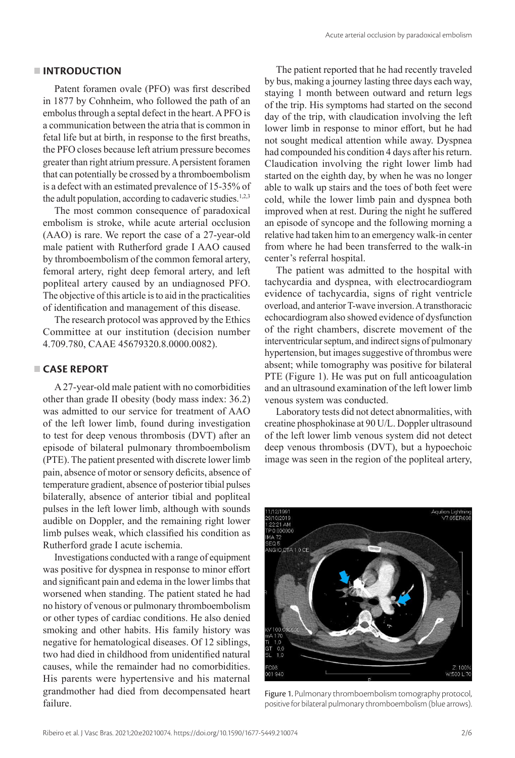## INTRODUCTION

Patent foramen ovale (PFO) was first described in 1877 by Cohnheim, who followed the path of an embolus through a septal defect in the heart. A PFO is a communication between the atria that is common in fetal life but at birth, in response to the first breaths, the PFO closes because left atrium pressure becomes greater than right atrium pressure. A persistent foramen that can potentially be crossed by a thromboembolism is a defect with an estimated prevalence of 15-35% of the adult population, according to cadaveric studies.[1,2,3]

The most common consequence of paradoxical embolism is stroke, while acute arterial occlusion (AAO) is rare. We report the case of a 27-year-old male patient with Rutherford grade I AAO caused by thromboembolism of the common femoral artery, femoral artery, right deep femoral artery, and left popliteal artery caused by an undiagnosed PFO. The objective of this article is to aid in the practicalities of identification and management of this disease.

The research protocol was approved by the Ethics Committee at our institution (decision number 4.709.780, CAAE 45679320.8.0000.0082).

## CASE REPORT

A 27-year-old male patient with no comorbidities other than grade II obesity (body mass index: 36.2) was admitted to our service for treatment of AAO of the left lower limb, found during investigation to test for deep venous thrombosis (DVT) after an episode of bilateral pulmonary thromboembolism (PTE). The patient presented with discrete lower limb pain, absence of motor or sensory deficits, absence of temperature gradient, absence of posterior tibial pulses bilaterally, absence of anterior tibial and popliteal pulses in the left lower limb, although with sounds audible on Doppler, and the remaining right lower limb pulses weak, which classified his condition as Rutherford grade I acute ischemia.

Investigations conducted with a range of equipment was positive for dyspnea in response to minor effort and significant pain and edema in the lower limbs that worsened when standing. The patient stated he had no history of venous or pulmonary thromboembolism or other types of cardiac conditions. He also denied smoking and other habits. His family history was negative for hematological diseases. Of 12 siblings, two had died in childhood from unidentified natural causes, while the remainder had no comorbidities. His parents were hypertensive and his maternal grandmother had died from decompensated heart failure.

The patient reported that he had recently traveled by bus, making a journey lasting three days each way, staying 1 month between outward and return legs of the trip. His symptoms had started on the second day of the trip, with claudication involving the left lower limb in response to minor effort, but he had not sought medical attention while away. Dyspnea had compounded his condition 4 days after his return. Claudication involving the right lower limb had started on the eighth day, by when he was no longer able to walk up stairs and the toes of both feet were cold, while the lower limb pain and dyspnea both improved when at rest. During the night he suffered an episode of syncope and the following morning a relative had taken him to an emergency walk-in center from where he had been transferred to the walk-in center's referral hospital.

The patient was admitted to the hospital with tachycardia and dyspnea, with electrocardiogram evidence of tachycardia, signs of right ventricle overload, and anterior T-wave inversion. A transthoracic echocardiogram also showed evidence of dysfunction of the right chambers, discrete movement of the interventricular septum, and indirect signs of pulmonary hypertension, but images suggestive of thrombus were absent; while tomography was positive for bilateral PTE (Figure 1). He was put on full anticoagulation and an ultrasound examination of the left lower limb venous system was conducted.

Laboratory tests did not detect abnormalities, with creatine phosphokinase at 90 U/L. Doppler ultrasound of the left lower limb venous system did not detect deep venous thrombosis (DVT), but a hypoechoic image was seen in the region of the popliteal artery,

Figure 1. Pulmonary thromboembolism tomography protocol, positive for bilateral pulmonary thromboembolism (blue arrows).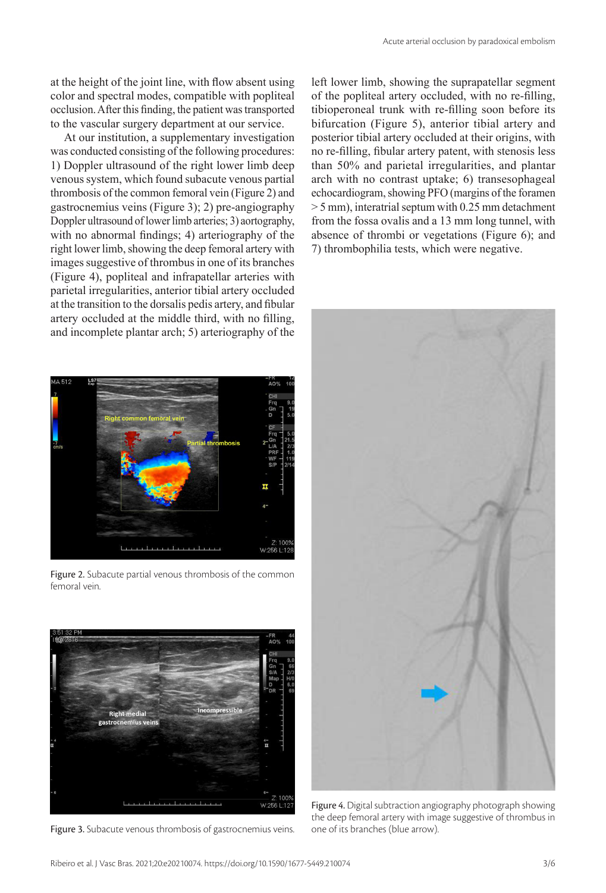at the height of the joint line, with flow absent using color and spectral modes, compatible with popliteal occlusion. After this finding, the patient was transported to the vascular surgery department at our service.

At our institution, a supplementary investigation was conducted consisting of the following procedures: 1) Doppler ultrasound of the right lower limb deep venous system, which found subacute venous partial thrombosis of the common femoral vein (Figure 2) and gastrocnemius veins (Figure 3); 2) pre-angiography Doppler ultrasound of lower limb arteries; 3) aortography, with no abnormal findings; 4) arteriography of the right lower limb, showing the deep femoral artery with images suggestive of thrombus in one of its branches (Figure 4), popliteal and infrapatellar arteries with parietal irregularities, anterior tibial artery occluded at the transition to the dorsalis pedis artery, and fibular artery occluded at the middle third, with no filling, and incomplete plantar arch; 5) arteriography of the left lower limb, showing the suprapatellar segment of the popliteal artery occluded, with no re-filling, tibioperoneal trunk with re-filling soon before its bifurcation (Figure 5), anterior tibial artery and posterior tibial artery occluded at their origins, with no re-filling, fibular artery patent, with stenosis less than 50% and parietal irregularities, and plantar arch with no contrast uptake; 6) transesophageal echocardiogram, showing PFO (margins of the foramen > 5 mm), interatrial septum with 0.25 mm detachment from the fossa ovalis and a 13 mm long tunnel, with absence of thrombi or vegetations (Figure 6); and 7) thrombophilia tests, which were negative.

Figure 2. Subacute partial venous thrombosis of the common femoral vein.

Figure 3. Subacute venous thrombosis of gastrocnemius veins.

Figure 4. Digital subtraction angiography photograph showing the deep femoral artery with image suggestive of thrombus in one of its branches (blue arrow).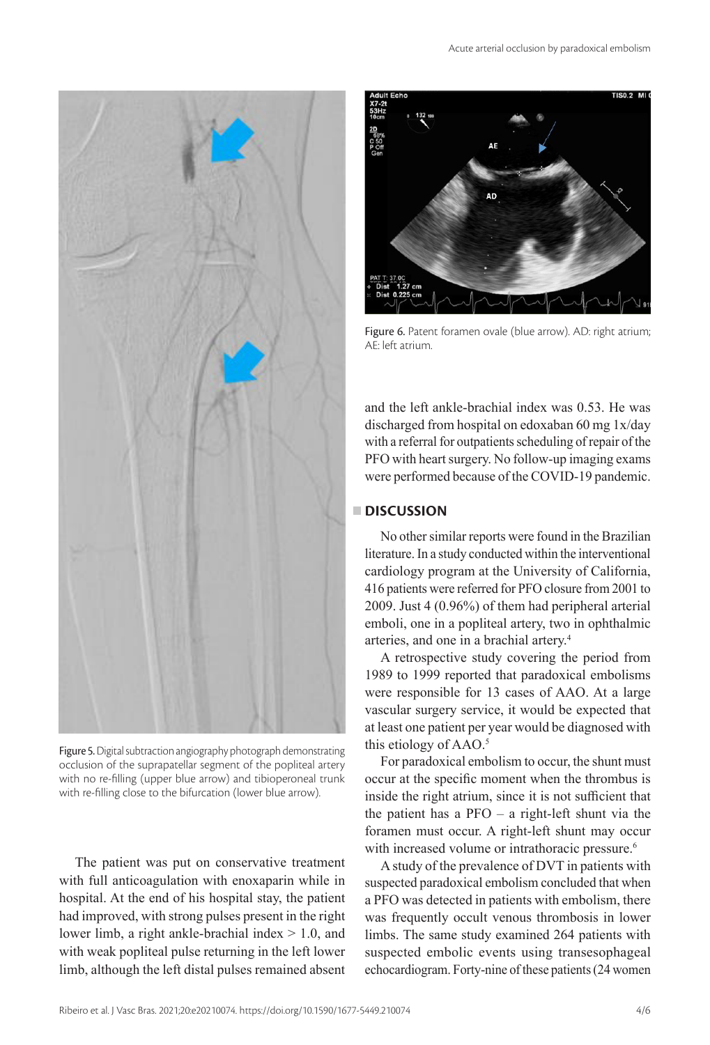Figure 5. Digital subtraction angiography photograph demonstrating occlusion of the suprapatellar segment of the popliteal artery with no re-filling (upper blue arrow) and tibioperoneal trunk with re-filling close to the bifurcation (lower blue arrow).

Figure 6. Patent foramen ovale (blue arrow). AD: right atrium; AE: left atrium.

The patient was put on conservative treatment with full anticoagulation with enoxaparin while in hospital. At the end of his hospital stay, the patient had improved, with strong pulses present in the right lower limb, a right ankle-brachial index > 1.0, and with weak popliteal pulse returning in the left lower limb, although the left distal pulses remained absent and the left ankle-brachial index was 0.53. He was discharged from hospital on edoxaban 60 mg 1x/day with a referral for outpatients scheduling of repair of the PFO with heart surgery. No follow-up imaging exams were performed because of the COVID-19 pandemic.

## DISCUSSION

No other similar reports were found in the Brazilian literature. In a study conducted within the interventional cardiology program at the University of California, 416 patients were referred for PFO closure from 2001 to 2009. Just 4 (0.96%) of them had peripheral arterial emboli, one in a popliteal artery, two in ophthalmic arteries, and one in a brachial artery.[4]

A retrospective study covering the period from 1989 to 1999 reported that paradoxical embolisms were responsible for 13 cases of AAO. At a large vascular surgery service, it would be expected that at least one patient per year would be diagnosed with this etiology of AAO.[5]

For paradoxical embolism to occur, the shunt must occur at the specific moment when the thrombus is inside the right atrium, since it is not sufficient that the patient has a PFO – a right-left shunt via the foramen must occur. A right-left shunt may occur with increased volume or intrathoracic pressure.[6]

A study of the prevalence of DVT in patients with suspected paradoxical embolism concluded that when a PFO was detected in patients with embolism, there was frequently occult venous thrombosis in lower limbs. The same study examined 264 patients with suspected embolic events using transesophageal echocardiogram. Forty-nine of these patients (24 women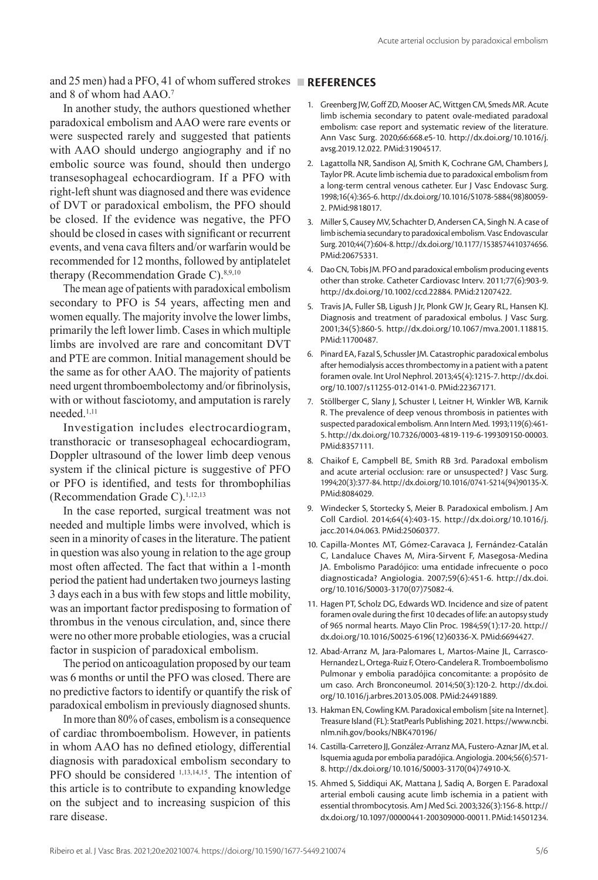and 25 men) had a PFO, 41 of whom suffered strokes and 8 of whom had AAO.[7]

In another study, the authors questioned whether paradoxical embolism and AAO were rare events or were suspected rarely and suggested that patients with AAO should undergo angiography and if no embolic source was found, should then undergo transesophageal echocardiogram. If a PFO with right-left shunt was diagnosed and there was evidence of DVT or paradoxical embolism, the PFO should be closed. If the evidence was negative, the PFO should be closed in cases with significant or recurrent events, and vena cava filters and/or warfarin would be recommended for 12 months, followed by antiplatelet therapy (Recommendation Grade C).[8,9,10]

The mean age of patients with paradoxical embolism secondary to PFO is 54 years, affecting men and women equally. The majority involve the lower limbs, primarily the left lower limb. Cases in which multiple limbs are involved are rare and concomitant DVT and PTE are common. Initial management should be the same as for other AAO. The majority of patients need urgent thromboembolectomy and/or fibrinolysis, with or without fasciotomy, and amputation is rarely needed.[1,11]

Investigation includes electrocardiogram, transthoracic or transesophageal echocardiogram, Doppler ultrasound of the lower limb deep venous system if the clinical picture is suggestive of PFO or PFO is identified, and tests for thrombophilias (Recommendation Grade C).[1,12,13]

In the case reported, surgical treatment was not needed and multiple limbs were involved, which is seen in a minority of cases in the literature. The patient in question was also young in relation to the age group most often affected. The fact that within a 1-month period the patient had undertaken two journeys lasting 3 days each in a bus with few stops and little mobility, was an important factor predisposing to formation of thrombus in the venous circulation, and, since there were no other more probable etiologies, was a crucial factor in suspicion of paradoxical embolism.

The period on anticoagulation proposed by our team was 6 months or until the PFO was closed. There are no predictive factors to identify or quantify the risk of paradoxical embolism in previously diagnosed shunts.

In more than 80% of cases, embolism is a consequence of cardiac thromboembolism. However, in patients in whom AAO has no defined etiology, differential diagnosis with paradoxical embolism secondary to PFO should be considered [1,13,14,15]. The intention of this article is to contribute to expanding knowledge on the subject and to increasing suspicion of this rare disease.

## REFERENCES

1. Greenberg JW, Goff ZD, Mooser AC, Wittgen CM, Smeds MR. Acute limb ischemia secondary to patent ovale-mediated paradoxal embolism: case report and systematic review of the literature. Ann Vasc Surg. 2020;66:668.e5-10. http://dx.doi.org/10.1016/j.avsg.2019.12.022. PMid:31904517.
2. Lagattolla NR, Sandison AJ, Smith K, Cochrane GM, Chambers J, Taylor PR. Acute limb ischemia due to paradoxical embolism from a long-term central venous catheter. Eur J Vasc Endovasc Surg. 1998;16(4):365-6. http://dx.doi.org/10.1016/S1078-5884(98)80059-2. PMid:9818017.
3. Miller S, Causey MV, Schachter D, Andersen CA, Singh N. A case of limb ischemia secundary to paradoxical embolism. Vasc Endovascular Surg. 2010;44(7):604-8. http://dx.doi.org/10.1177/1538574410374656. PMid:20675331.
4. Dao CN, Tobis JM. PFO and paradoxical embolism producing events other than stroke. Catheter Cardiovasc Interv. 2011;77(6):903-9. http://dx.doi.org/10.1002/ccd.22884. PMid:21207422.
5. Travis JA, Fuller SB, Ligush J Jr, Plonk GW Jr, Geary RL, Hansen KJ. Diagnosis and treatment of paradoxical embolus. J Vasc Surg. 2001;34(5):860-5. http://dx.doi.org/10.1067/mva.2001.118815. PMid:11700487.
6. Pinard EA, Fazal S, Schussler JM. Catastrophic paradoxical embolus after hemodialysis acces thrombectomy in a patient with a patent foramen ovale. Int Urol Nephrol. 2013;45(4):1215-7. http://dx.doi.org/10.1007/s11255-012-0141-0. PMid:22367171.
7. Stöllberger C, Slany J, Schuster I, Leitner H, Winkler WB, Karnik R. The prevalence of deep venous thrombosis in patients with suspected paradoxical embolism. Ann Intern Med. 1993;119(6):461-5. http://dx.doi.org/10.7326/0003-4819-119-6-199309150-00003. PMid:8357111.
8. Chaikof E, Campbell BE, Smith RB 3rd. Paradoxal embolism and acute arterial occlusion: rare or unsuspected? J Vasc Surg. 1994;20(3):377-84. http://dx.doi.org/10.1016/0741-5214(94)90135-X. PMid:8084029.
9. Windecker S, Stortecky S, Meier B. Paradoxical embolism. J Am Coll Cardiol. 2014;64(4):403-15. http://dx.doi.org/10.1016/j.jacc.2014.04.063. PMid:25060377.
10. Capilla-Montes MT, Gómez-Caravaca J, Fernández-Catalán C, Landaluce Chaves M, Mira-Sirvent F, Masegosa-Medina JA. Embolismo Paradójico: uma entidade infrecuente o poco diagnosticada? Angiologia. 2007;59(6):451-6. http://dx.doi.org/10.1016/S0003-3170(07)75082-4.
11. Hagen PT, Scholz DG, Edwards WD. Incidence and size of patent foramen ovale during the first 10 decades of life: an autopsy study of 965 normal hearts. Mayo Clin Proc. 1984;59(1):17-20. http://dx.doi.org/10.1016/S0025-6196(12)60336-X. PMid:6694427.
12. Abad-Arranz M, Jara-Palomares L, Martos-Maine JL, Carrasco-Hernandez L, Ortega-Ruiz F, Otero-Candelera R. Tromboembolismo Pulmonar y embolia paradójica concomitante: a propósito de um caso. Arch Bronconeumol. 2014;50(3):120-2. http://dx.doi.org/10.1016/j.arbres.2013.05.008. PMid:24491889.
13. Hakman EN, Cowling KM. Paradoxical embolism [site na Internet]. Treasure Island (FL): StatPearls Publishing; 2021. https://www.ncbi.nlm.nih.gov/books/NBK470196/
14. Castilla-Carretero JJ, González-Arranz MA, Fustero-Aznar JM, et al. Isquemia aguda por embolia paradójica. Angiologia. 2004;56(6):571-8. http://dx.doi.org/10.1016/S0003-3170(04)74910-X.
15. Ahmed S, Siddiqui AK, Mattana J, Sadiq A, Borgen E. Paradoxal arterial emboli causing acute limb ischemia in a patient with essential thrombocytosis. Am J Med Sci. 2003;326(3):156-8. http://dx.doi.org/10.1097/00000441-200309000-00011. PMid:14501234.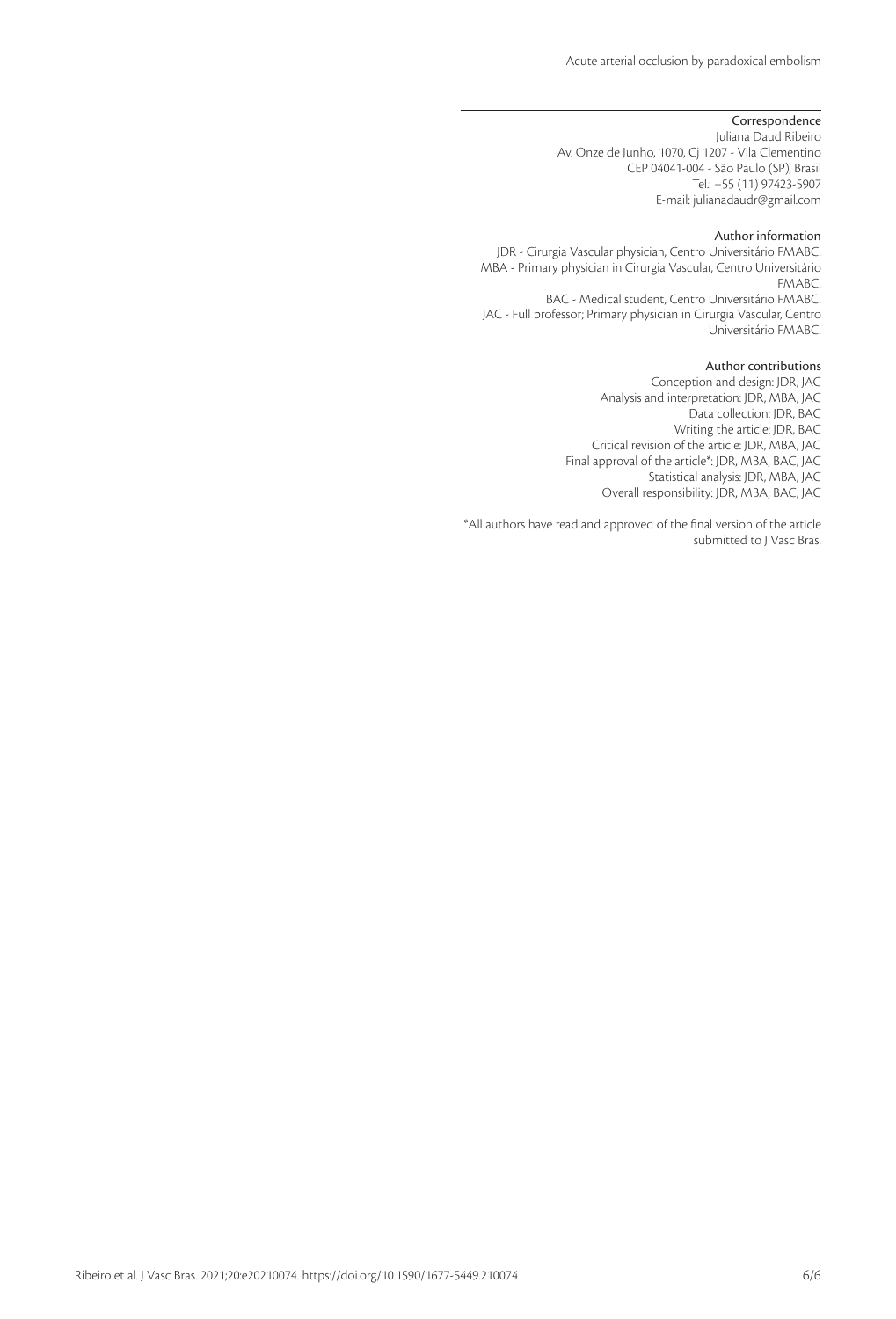### Correspondence

Juliana Daud Ribeiro
Av. Onze de Junho, 1070, Cj 1207 - Vila Clementino
CEP 04041-004 - São Paulo (SP), Brasil
Tel.: +55 (11) 97423-5907
E-mail: julianadaudr@gmail.com

### Author information

JDR - Cirurgia Vascular physician, Centro Universitário FMABC.
MBA - Primary physician in Cirurgia Vascular, Centro Universitário FMABC.
BAC - Medical student, Centro Universitário FMABC.
JAC - Full professor; Primary physician in Cirurgia Vascular, Centro Universitário FMABC.

### Author contributions

Conception and design: JDR, JAC
Analysis and interpretation: JDR, MBA, JAC
Data collection: JDR, BAC
Writing the article: JDR, BAC
Critical revision of the article: JDR, MBA, JAC
Final approval of the article*: JDR, MBA, BAC, JAC
Statistical analysis: JDR, MBA, JAC
Overall responsibility: JDR, MBA, BAC, JAC

*All authors have read and approved of the final version of the article submitted to J Vasc Bras.